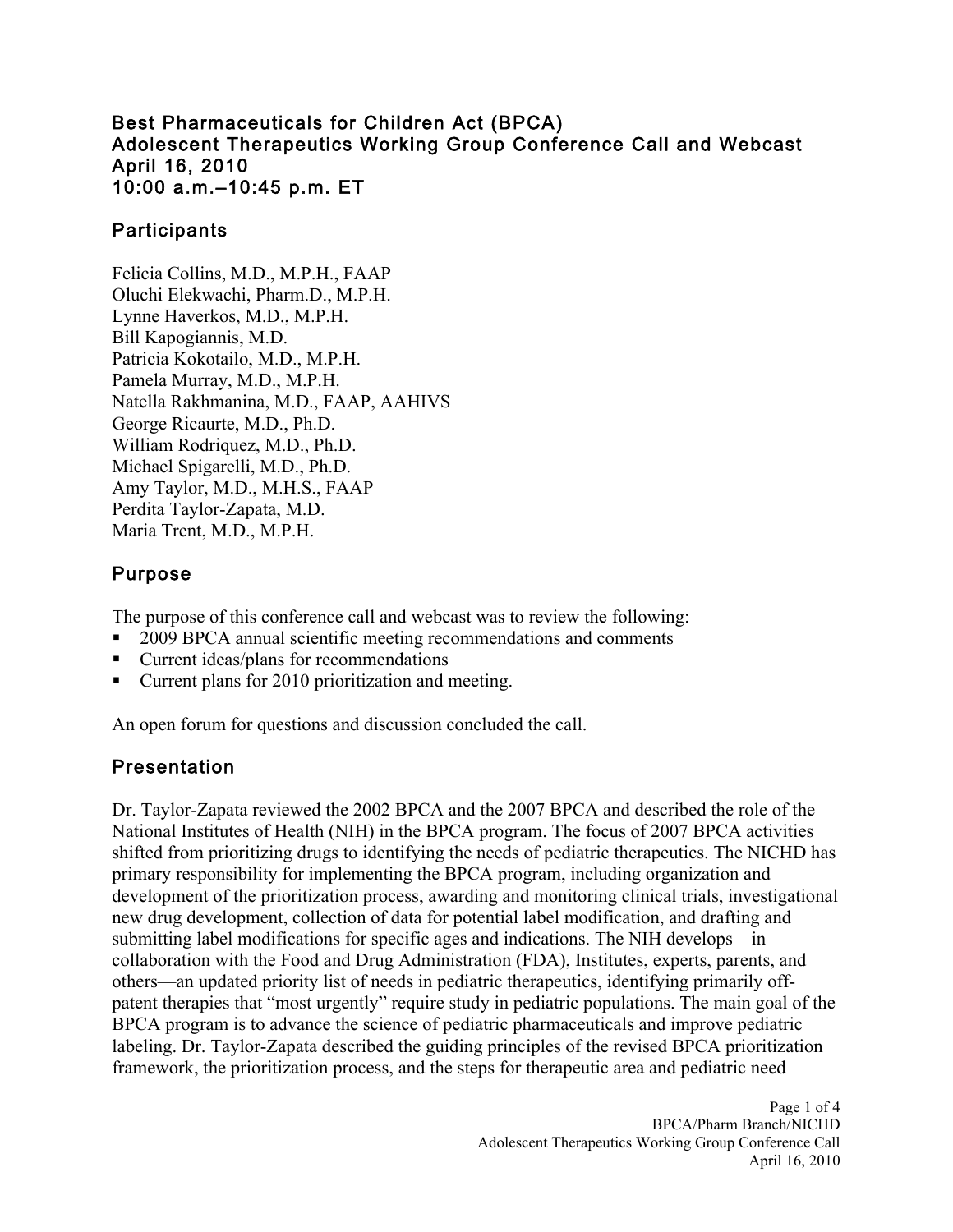# Best Pharmaceuticals for Children Act (BPCA)
# Adolescent Therapeutics Working Group Conference Call and Webcast
# April 16, 2010
# 10:00 a.m.–10:45 p.m. ET

## Participants

Felicia Collins, M.D., M.P.H., FAAP
Oluchi Elekwachi, Pharm.D., M.P.H.
Lynne Haverkos, M.D., M.P.H.
Bill Kapogiannis, M.D.
Patricia Kokotailo, M.D., M.P.H.
Pamela Murray, M.D., M.P.H.
Natella Rakhmanina, M.D., FAAP, AAHIVS
George Ricaurte, M.D., Ph.D.
William Rodriquez, M.D., Ph.D.
Michael Spigarelli, M.D., Ph.D.
Amy Taylor, M.D., M.H.S., FAAP
Perdita Taylor-Zapata, M.D.
Maria Trent, M.D., M.P.H.

## Purpose

The purpose of this conference call and webcast was to review the following:

- 2009 BPCA annual scientific meeting recommendations and comments
- Current ideas/plans for recommendations
- Current plans for 2010 prioritization and meeting.

An open forum for questions and discussion concluded the call.

## Presentation

Dr. Taylor-Zapata reviewed the 2002 BPCA and the 2007 BPCA and described the role of the National Institutes of Health (NIH) in the BPCA program. The focus of 2007 BPCA activities shifted from prioritizing drugs to identifying the needs of pediatric therapeutics. The NICHD has primary responsibility for implementing the BPCA program, including organization and development of the prioritization process, awarding and monitoring clinical trials, investigational new drug development, collection of data for potential label modification, and drafting and submitting label modifications for specific ages and indications. The NIH develops—in collaboration with the Food and Drug Administration (FDA), Institutes, experts, parents, and others—an updated priority list of needs in pediatric therapeutics, identifying primarily off-patent therapies that "most urgently" require study in pediatric populations. The main goal of the BPCA program is to advance the science of pediatric pharmaceuticals and improve pediatric labeling. Dr. Taylor-Zapata described the guiding principles of the revised BPCA prioritization framework, the prioritization process, and the steps for therapeutic area and pediatric need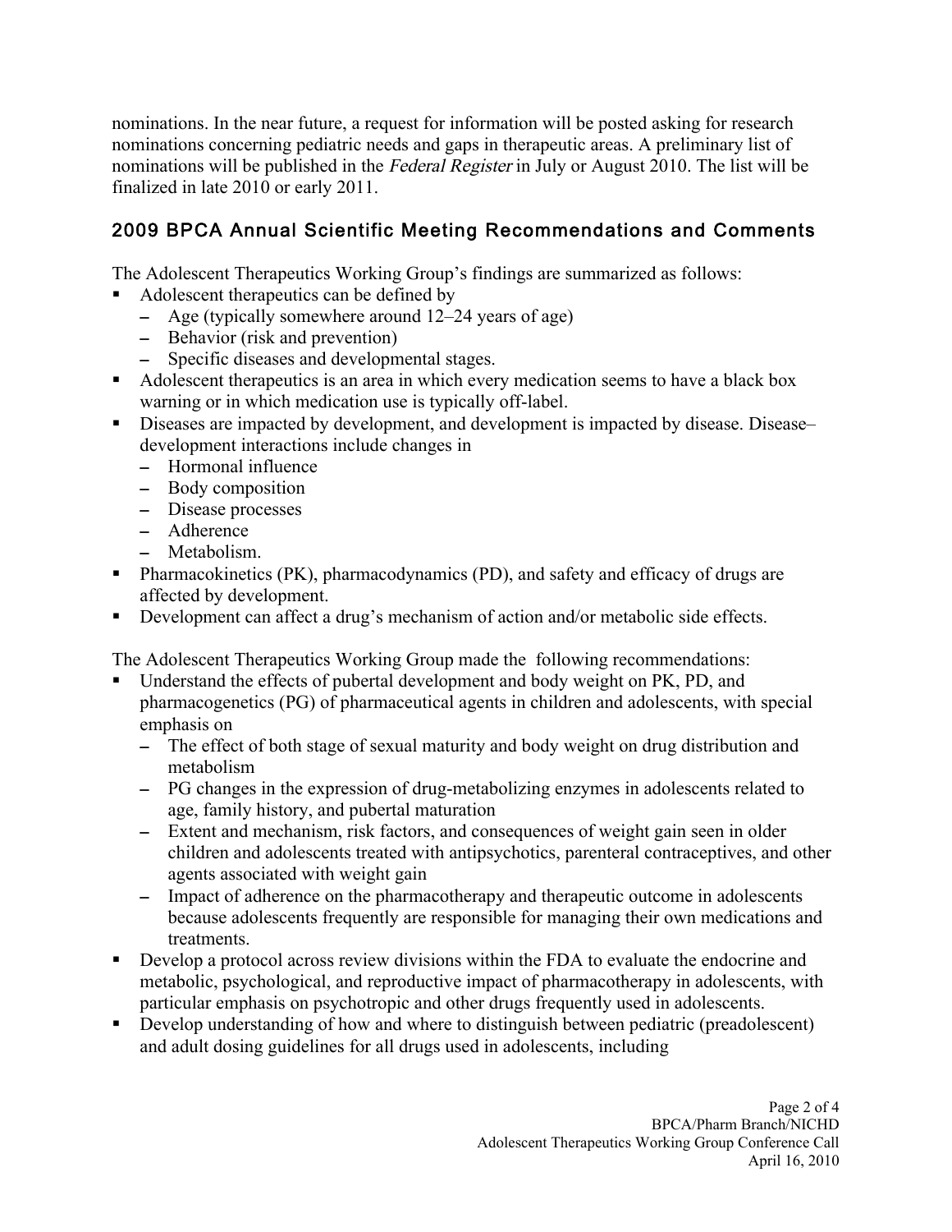nominations. In the near future, a request for information will be posted asking for research nominations concerning pediatric needs and gaps in therapeutic areas. A preliminary list of nominations will be published in the *Federal Register* in July or August 2010. The list will be finalized in late 2010 or early 2011.

## 2009 BPCA Annual Scientific Meeting Recommendations and Comments

The Adolescent Therapeutics Working Group's findings are summarized as follows:

- Adolescent therapeutics can be defined by
  - Age (typically somewhere around 12–24 years of age)
  - Behavior (risk and prevention)
  - Specific diseases and developmental stages.
- Adolescent therapeutics is an area in which every medication seems to have a black box warning or in which medication use is typically off-label.
- Diseases are impacted by development, and development is impacted by disease. Disease–development interactions include changes in
  - Hormonal influence
  - Body composition
  - Disease processes
  - Adherence
  - Metabolism.
- Pharmacokinetics (PK), pharmacodynamics (PD), and safety and efficacy of drugs are affected by development.
- Development can affect a drug's mechanism of action and/or metabolic side effects.

The Adolescent Therapeutics Working Group made the following recommendations:

- Understand the effects of pubertal development and body weight on PK, PD, and pharmacogenetics (PG) of pharmaceutical agents in children and adolescents, with special emphasis on
  - The effect of both stage of sexual maturity and body weight on drug distribution and metabolism
  - PG changes in the expression of drug-metabolizing enzymes in adolescents related to age, family history, and pubertal maturation
  - Extent and mechanism, risk factors, and consequences of weight gain seen in older children and adolescents treated with antipsychotics, parenteral contraceptives, and other agents associated with weight gain
  - Impact of adherence on the pharmacotherapy and therapeutic outcome in adolescents because adolescents frequently are responsible for managing their own medications and treatments.
- Develop a protocol across review divisions within the FDA to evaluate the endocrine and metabolic, psychological, and reproductive impact of pharmacotherapy in adolescents, with particular emphasis on psychotropic and other drugs frequently used in adolescents.
- Develop understanding of how and where to distinguish between pediatric (preadolescent) and adult dosing guidelines for all drugs used in adolescents, including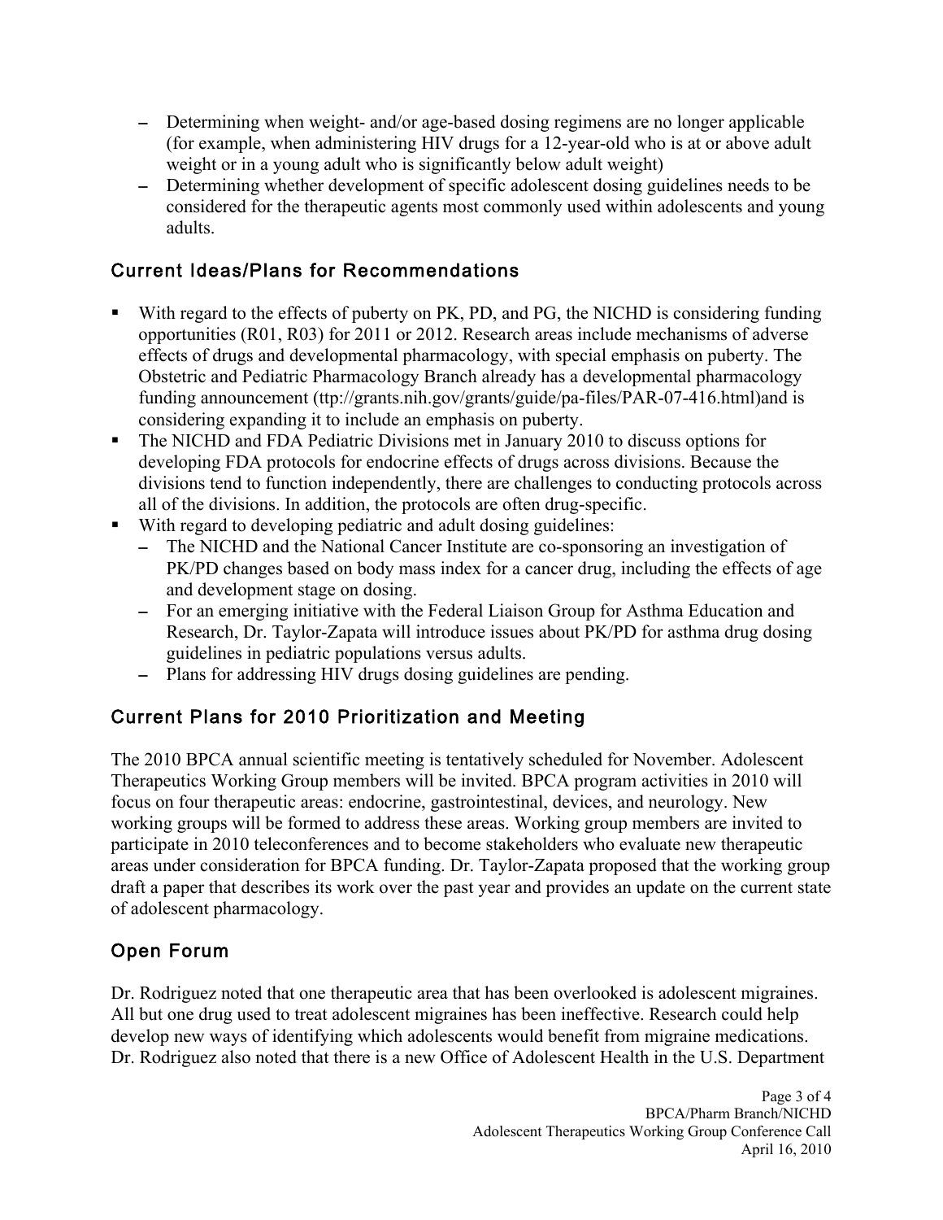- Determining when weight- and/or age-based dosing regimens are no longer applicable (for example, when administering HIV drugs for a 12-year-old who is at or above adult weight or in a young adult who is significantly below adult weight)
- Determining whether development of specific adolescent dosing guidelines needs to be considered for the therapeutic agents most commonly used within adolescents and young adults.

## Current Ideas/Plans for Recommendations

- With regard to the effects of puberty on PK, PD, and PG, the NICHD is considering funding opportunities (R01, R03) for 2011 or 2012. Research areas include mechanisms of adverse effects of drugs and developmental pharmacology, with special emphasis on puberty. The Obstetric and Pediatric Pharmacology Branch already has a developmental pharmacology funding announcement (ttp://grants.nih.gov/grants/guide/pa-files/PAR-07-416.html)and is considering expanding it to include an emphasis on puberty.
- The NICHD and FDA Pediatric Divisions met in January 2010 to discuss options for developing FDA protocols for endocrine effects of drugs across divisions. Because the divisions tend to function independently, there are challenges to conducting protocols across all of the divisions. In addition, the protocols are often drug-specific.
- With regard to developing pediatric and adult dosing guidelines:
  - The NICHD and the National Cancer Institute are co-sponsoring an investigation of PK/PD changes based on body mass index for a cancer drug, including the effects of age and development stage on dosing.
  - For an emerging initiative with the Federal Liaison Group for Asthma Education and Research, Dr. Taylor-Zapata will introduce issues about PK/PD for asthma drug dosing guidelines in pediatric populations versus adults.
  - Plans for addressing HIV drugs dosing guidelines are pending.

## Current Plans for 2010 Prioritization and Meeting

The 2010 BPCA annual scientific meeting is tentatively scheduled for November. Adolescent Therapeutics Working Group members will be invited. BPCA program activities in 2010 will focus on four therapeutic areas: endocrine, gastrointestinal, devices, and neurology. New working groups will be formed to address these areas. Working group members are invited to participate in 2010 teleconferences and to become stakeholders who evaluate new therapeutic areas under consideration for BPCA funding. Dr. Taylor-Zapata proposed that the working group draft a paper that describes its work over the past year and provides an update on the current state of adolescent pharmacology.

## Open Forum

Dr. Rodriguez noted that one therapeutic area that has been overlooked is adolescent migraines. All but one drug used to treat adolescent migraines has been ineffective. Research could help develop new ways of identifying which adolescents would benefit from migraine medications. Dr. Rodriguez also noted that there is a new Office of Adolescent Health in the U.S. Department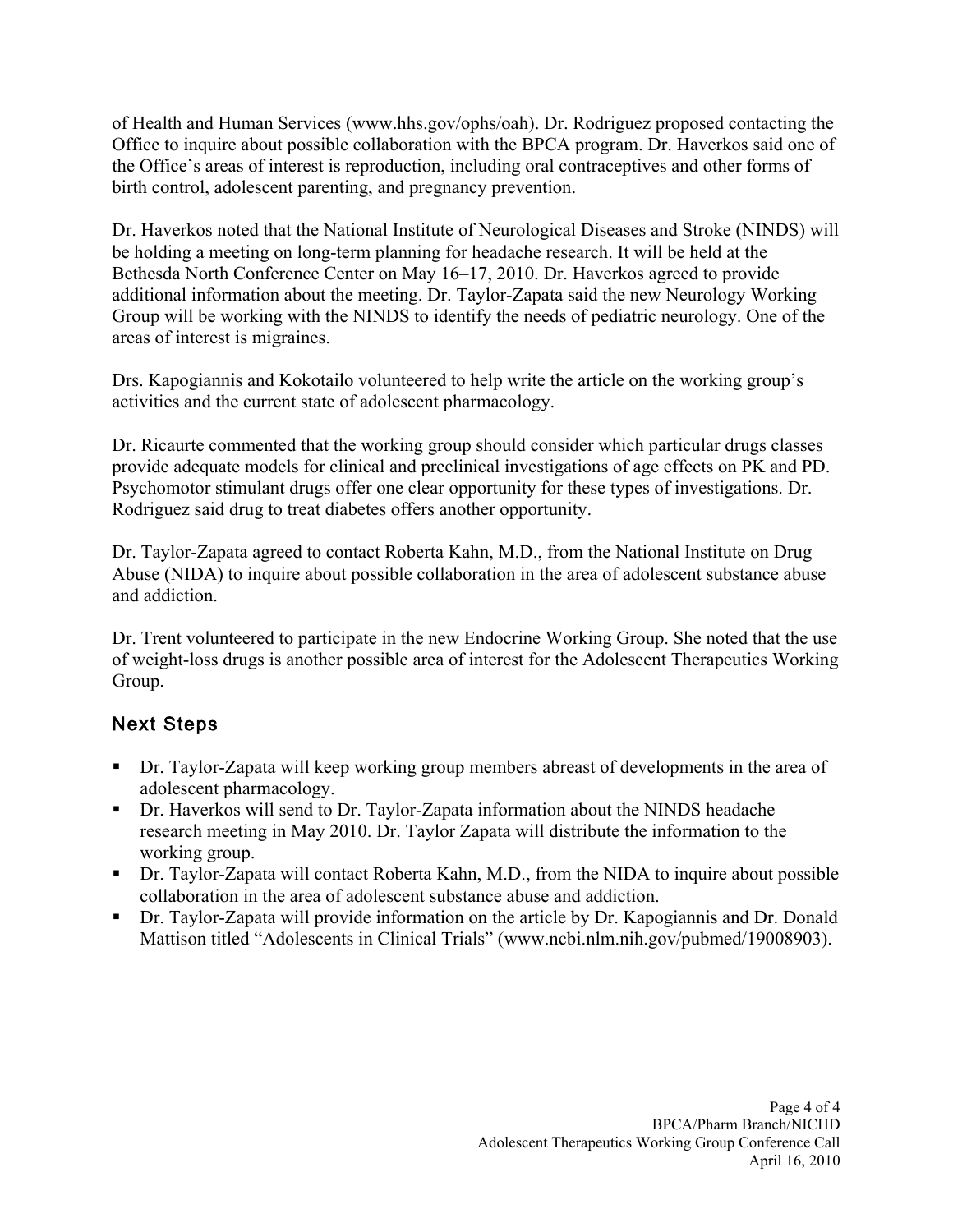of Health and Human Services (www.hhs.gov/ophs/oah). Dr. Rodriguez proposed contacting the Office to inquire about possible collaboration with the BPCA program. Dr. Haverkos said one of the Office's areas of interest is reproduction, including oral contraceptives and other forms of birth control, adolescent parenting, and pregnancy prevention.

Dr. Haverkos noted that the National Institute of Neurological Diseases and Stroke (NINDS) will be holding a meeting on long-term planning for headache research. It will be held at the Bethesda North Conference Center on May 16–17, 2010. Dr. Haverkos agreed to provide additional information about the meeting. Dr. Taylor-Zapata said the new Neurology Working Group will be working with the NINDS to identify the needs of pediatric neurology. One of the areas of interest is migraines.

Drs. Kapogiannis and Kokotailo volunteered to help write the article on the working group's activities and the current state of adolescent pharmacology.

Dr. Ricaurte commented that the working group should consider which particular drugs classes provide adequate models for clinical and preclinical investigations of age effects on PK and PD. Psychomotor stimulant drugs offer one clear opportunity for these types of investigations. Dr. Rodriguez said drug to treat diabetes offers another opportunity.

Dr. Taylor-Zapata agreed to contact Roberta Kahn, M.D., from the National Institute on Drug Abuse (NIDA) to inquire about possible collaboration in the area of adolescent substance abuse and addiction.

Dr. Trent volunteered to participate in the new Endocrine Working Group. She noted that the use of weight-loss drugs is another possible area of interest for the Adolescent Therapeutics Working Group.

## Next Steps

- Dr. Taylor-Zapata will keep working group members abreast of developments in the area of adolescent pharmacology.
- Dr. Haverkos will send to Dr. Taylor-Zapata information about the NINDS headache research meeting in May 2010. Dr. Taylor Zapata will distribute the information to the working group.
- Dr. Taylor-Zapata will contact Roberta Kahn, M.D., from the NIDA to inquire about possible collaboration in the area of adolescent substance abuse and addiction.
- Dr. Taylor-Zapata will provide information on the article by Dr. Kapogiannis and Dr. Donald Mattison titled "Adolescents in Clinical Trials" (www.ncbi.nlm.nih.gov/pubmed/19008903).